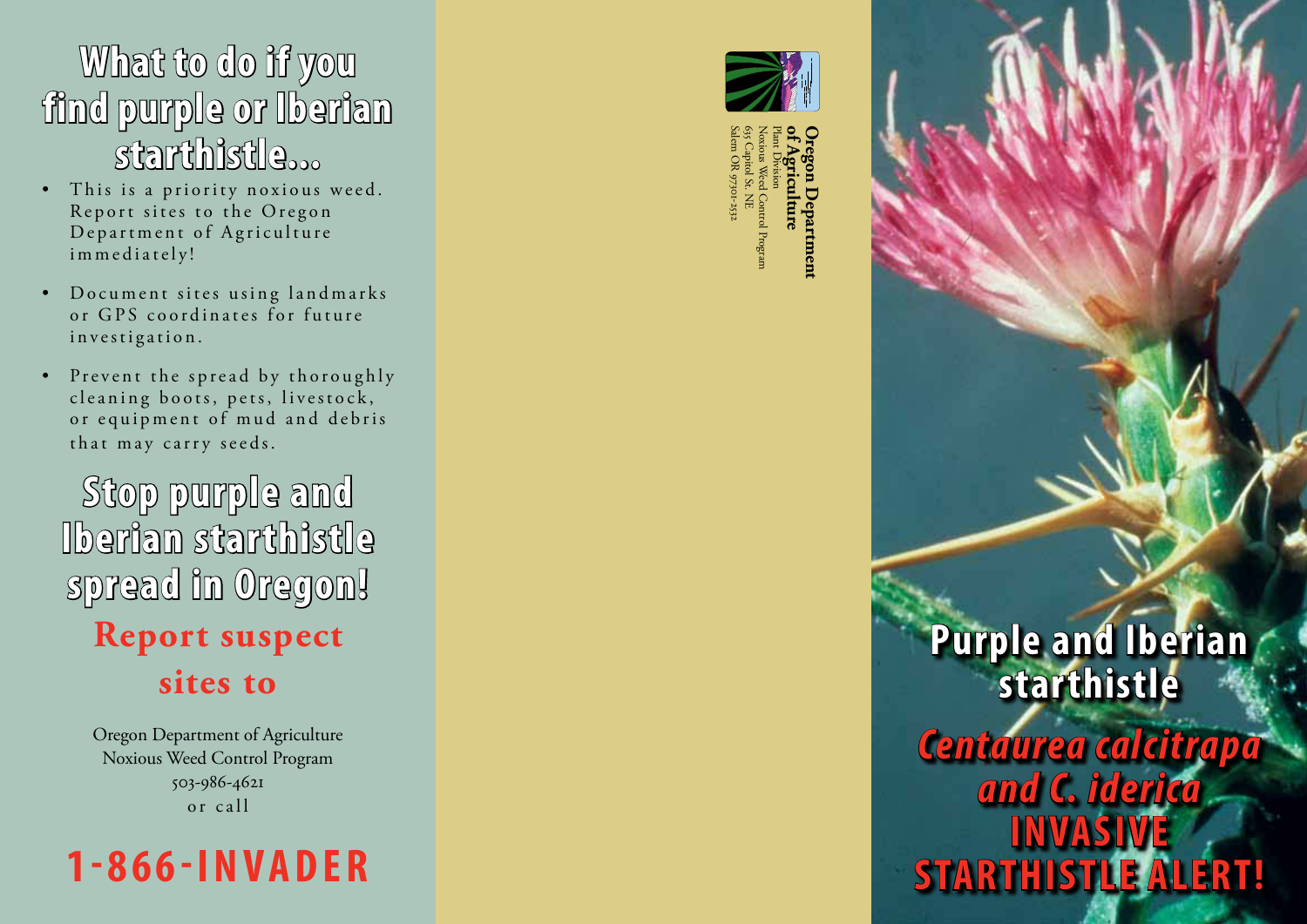# What to do if you find purple or Iberian starthistle...

- This is a priority noxious weed. Report sites to the Oregon Department of Agriculture immediately!
- Document sites using landmarks or GPS coordinates for future investigation.
- Prevent the spread by thoroughly cleaning boots, pets, livestock, or equipment of mud and debris that may carry seeds.

# Stop purple and Iberian starthistle spread in Oregon!

## Report suspect sites to

Oregon Department of Agriculture
Noxious Weed Control Program
503-986-4621
or call

## 1-866-INVADER

**Oregon Department of Agriculture**
Plant Division
Noxious Weed Control Program
635 Capitol St. NE
Salem OR 97301-2532

# Purple and Iberian starthistle

## *Centaurea calcitrapa and C. iderica*

## INVASIVE STARTHISTLE ALERT!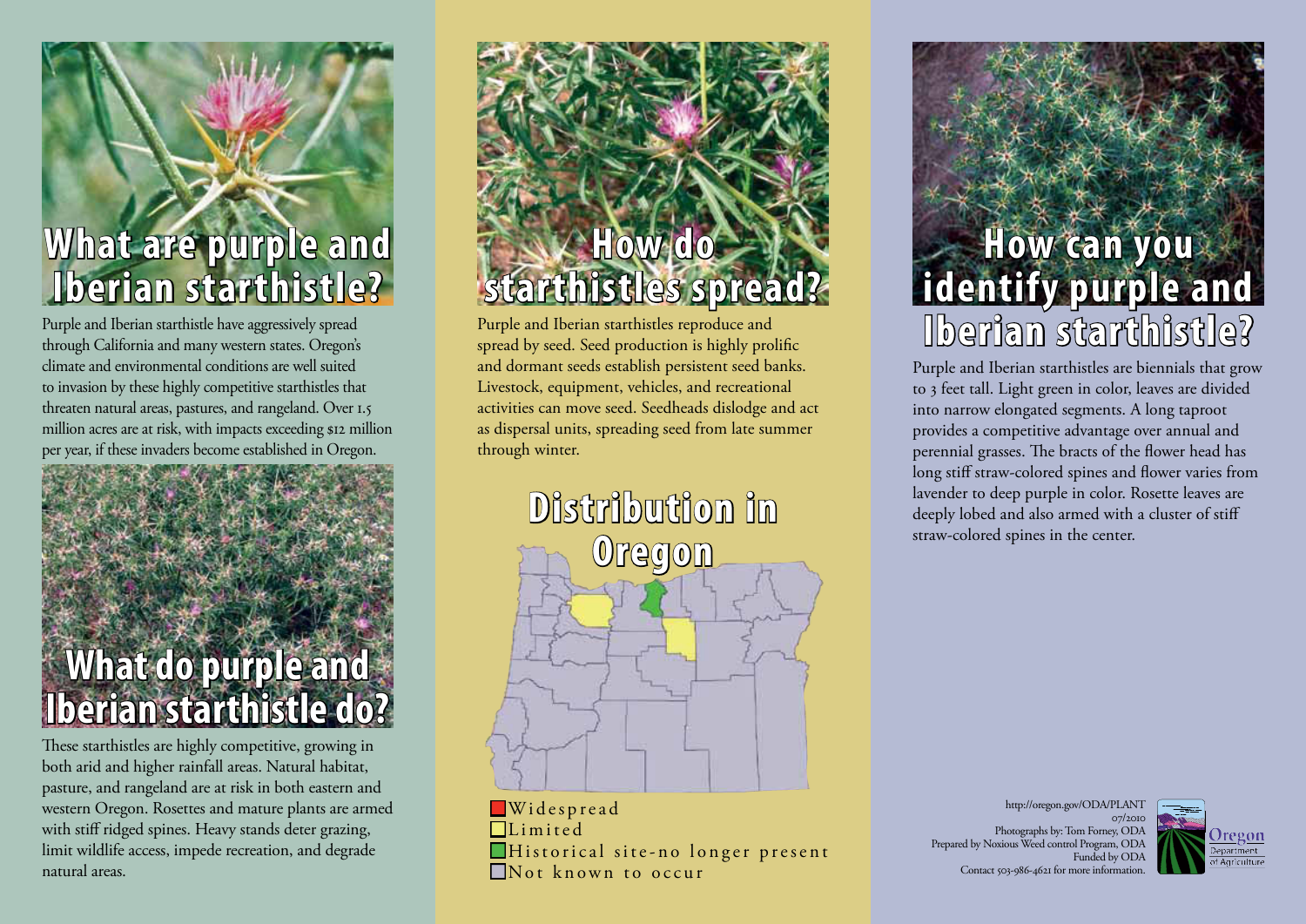## What are purple and Iberian starthistle?

Purple and Iberian starthistle have aggressively spread through California and many western states. Oregon's climate and environmental conditions are well suited to invasion by these highly competitive starthistles that threaten natural areas, pastures, and rangeland. Over 1.5 million acres are at risk, with impacts exceeding $12 million per year, if these invaders become established in Oregon.

## What do purple and Iberian starthistle do?

These starthistles are highly competitive, growing in both arid and higher rainfall areas. Natural habitat, pasture, and rangeland are at risk in both eastern and western Oregon. Rosettes and mature plants are armed with stiff ridged spines. Heavy stands deter grazing, limit wildlife access, impede recreation, and degrade natural areas.

## How do starthistles spread?

Purple and Iberian starthistles reproduce and spread by seed. Seed production is highly prolific and dormant seeds establish persistent seed banks. Livestock, equipment, vehicles, and recreational activities can move seed. Seedheads dislodge and act as dispersal units, spreading seed from late summer through winter.

## Distribution in Oregon

Widespread
Limited
Historical site-no longer present
Not known to occur

## How can you identify purple and Iberian starthistle?

Purple and Iberian starthistles are biennials that grow to 3 feet tall. Light green in color, leaves are divided into narrow elongated segments. A long taproot provides a competitive advantage over annual and perennial grasses. The bracts of the flower head has long stiff straw-colored spines and flower varies from lavender to deep purple in color. Rosette leaves are deeply lobed and also armed with a cluster of stiff straw-colored spines in the center.

http://oregon.gov/ODA/PLANT
07/2010
Photographs by: Tom Forney, ODA
Prepared by Noxious Weed control Program, ODA
Funded by ODA
Contact 503-986-4621 for more information.

Oregon Department of Agriculture